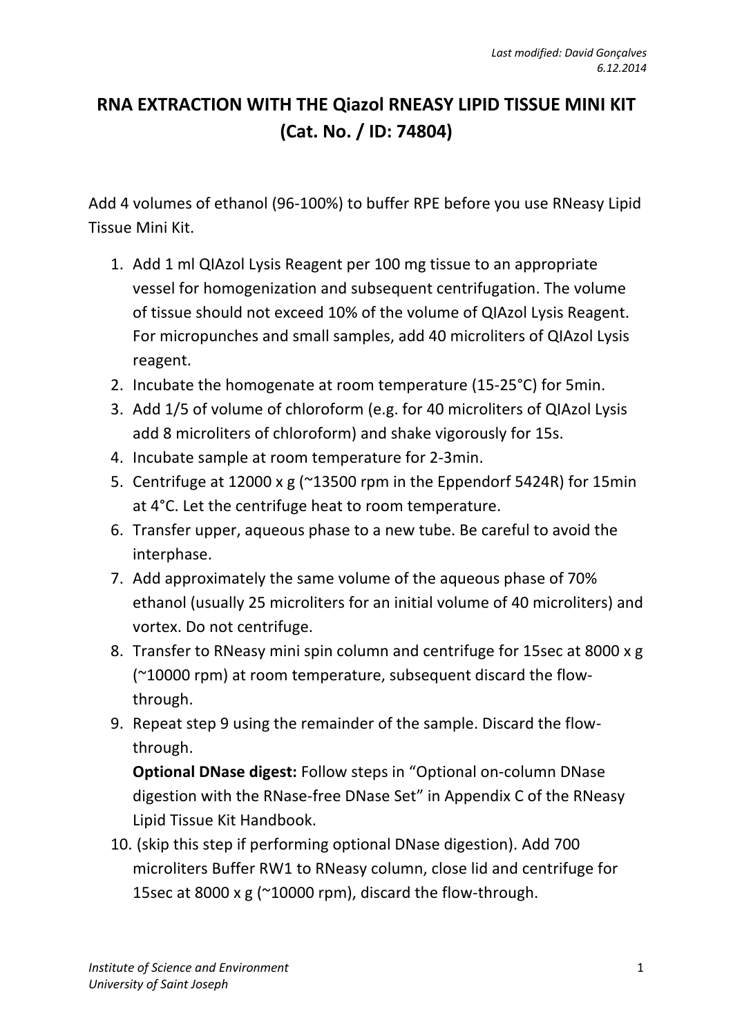*Last modified: David Gonçalves*
*6.12.2014*

# RNA EXTRACTION WITH THE Qiazol RNEASY LIPID TISSUE MINI KIT (Cat. No. / ID: 74804)

Add 4 volumes of ethanol (96-100%) to buffer RPE before you use RNeasy Lipid Tissue Mini Kit.

1. Add 1 ml QIAzol Lysis Reagent per 100 mg tissue to an appropriate vessel for homogenization and subsequent centrifugation. The volume of tissue should not exceed 10% of the volume of QIAzol Lysis Reagent. For micropunches and small samples, add 40 microliters of QIAzol Lysis reagent.
2. Incubate the homogenate at room temperature (15-25°C) for 5min.
3. Add 1/5 of volume of chloroform (e.g. for 40 microliters of QIAzol Lysis add 8 microliters of chloroform) and shake vigorously for 15s.
4. Incubate sample at room temperature for 2-3min.
5. Centrifuge at 12000 x g (~13500 rpm in the Eppendorf 5424R) for 15min at 4°C. Let the centrifuge heat to room temperature.
6. Transfer upper, aqueous phase to a new tube. Be careful to avoid the interphase.
7. Add approximately the same volume of the aqueous phase of 70% ethanol (usually 25 microliters for an initial volume of 40 microliters) and vortex. Do not centrifuge.
8. Transfer to RNeasy mini spin column and centrifuge for 15sec at 8000 x g (~10000 rpm) at room temperature, subsequent discard the flow-through.
9. Repeat step 9 using the remainder of the sample. Discard the flow-through.

   **Optional DNase digest:** Follow steps in "Optional on-column DNase digestion with the RNase-free DNase Set" in Appendix C of the RNeasy Lipid Tissue Kit Handbook.
10. (skip this step if performing optional DNase digestion). Add 700 microliters Buffer RW1 to RNeasy column, close lid and centrifuge for 15sec at 8000 x g (~10000 rpm), discard the flow-through.

*Institute of Science and Environment*
*University of Saint Joseph*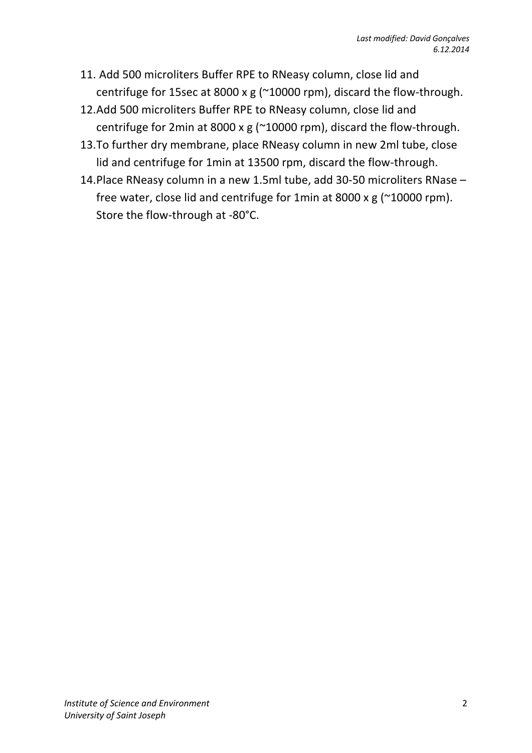11. Add 500 microliters Buffer RPE to RNeasy column, close lid and centrifuge for 15sec at 8000 x g (~10000 rpm), discard the flow-through.
12. Add 500 microliters Buffer RPE to RNeasy column, close lid and centrifuge for 2min at 8000 x g (~10000 rpm), discard the flow-through.
13. To further dry membrane, place RNeasy column in new 2ml tube, close lid and centrifuge for 1min at 13500 rpm, discard the flow-through.
14. Place RNeasy column in a new 1.5ml tube, add 30-50 microliters RNase –free water, close lid and centrifuge for 1min at 8000 x g (~10000 rpm). Store the flow-through at -80°C.